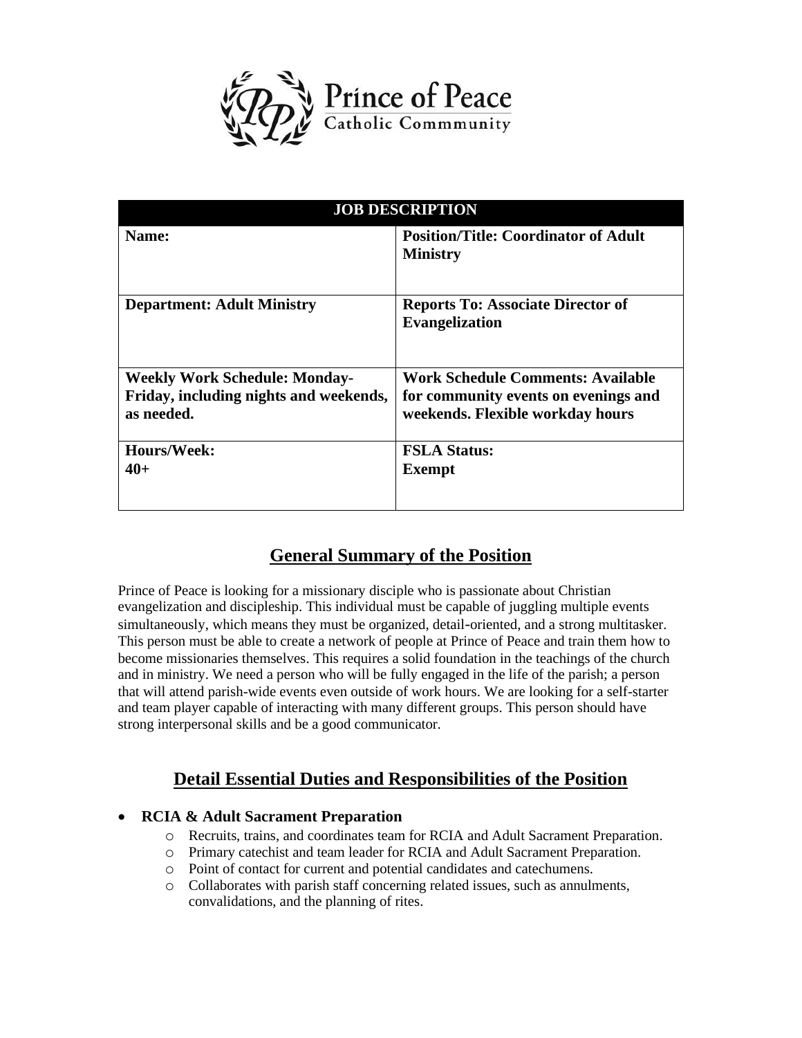Prince of Peace
Catholic Commmunity

| JOB DESCRIPTION | |
|---|---|
| **Name:** | **Position/Title: Coordinator of Adult Ministry** |
| **Department: Adult Ministry** | **Reports To: Associate Director of Evangelization** |
| **Weekly Work Schedule: Monday-Friday, including nights and weekends, as needed.** | **Work Schedule Comments: Available for community events on evenings and weekends. Flexible workday hours** |
| **Hours/Week: 40+** | **FSLA Status: Exempt** |

## General Summary of the Position

Prince of Peace is looking for a missionary disciple who is passionate about Christian evangelization and discipleship. This individual must be capable of juggling multiple events simultaneously, which means they must be organized, detail-oriented, and a strong multitasker. This person must be able to create a network of people at Prince of Peace and train them how to become missionaries themselves. This requires a solid foundation in the teachings of the church and in ministry. We need a person who will be fully engaged in the life of the parish; a person that will attend parish-wide events even outside of work hours. We are looking for a self-starter and team player capable of interacting with many different groups. This person should have strong interpersonal skills and be a good communicator.

## Detail Essential Duties and Responsibilities of the Position

- **RCIA & Adult Sacrament Preparation**
  - Recruits, trains, and coordinates team for RCIA and Adult Sacrament Preparation.
  - Primary catechist and team leader for RCIA and Adult Sacrament Preparation.
  - Point of contact for current and potential candidates and catechumens.
  - Collaborates with parish staff concerning related issues, such as annulments, convalidations, and the planning of rites.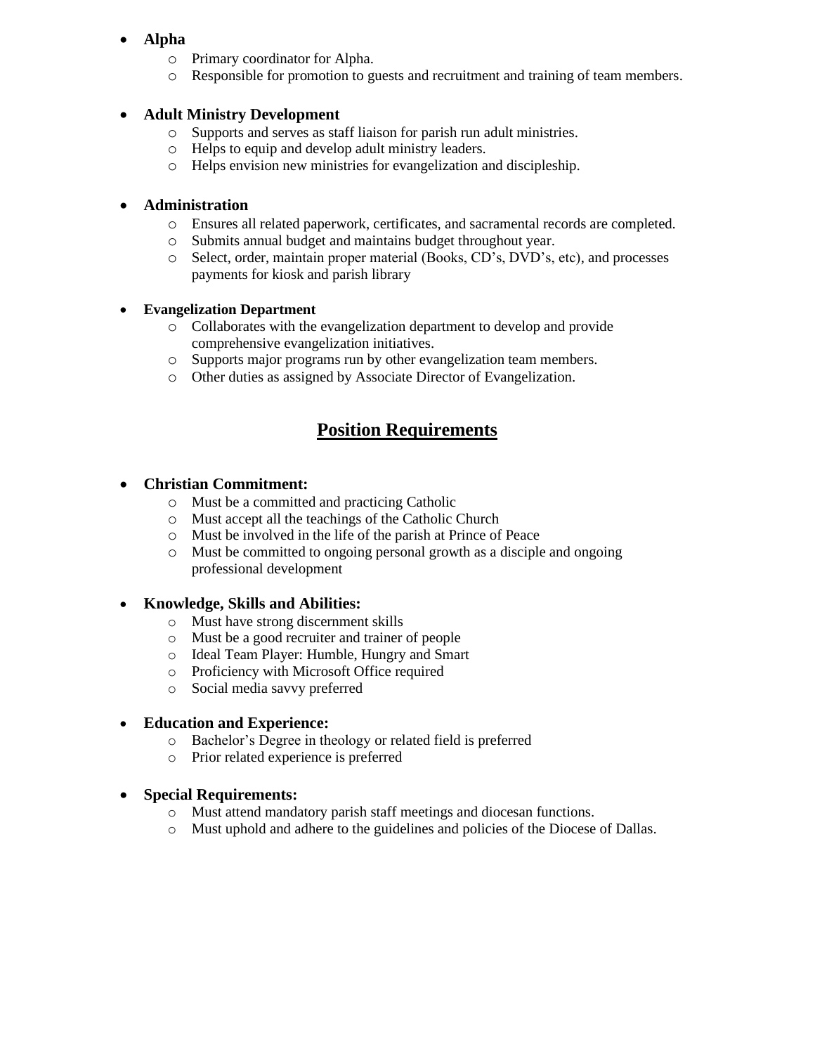- **Alpha**
  - Primary coordinator for Alpha.
  - Responsible for promotion to guests and recruitment and training of team members.

- **Adult Ministry Development**
  - Supports and serves as staff liaison for parish run adult ministries.
  - Helps to equip and develop adult ministry leaders.
  - Helps envision new ministries for evangelization and discipleship.

- **Administration**
  - Ensures all related paperwork, certificates, and sacramental records are completed.
  - Submits annual budget and maintains budget throughout year.
  - Select, order, maintain proper material (Books, CD's, DVD's, etc), and processes payments for kiosk and parish library

- **Evangelization Department**
  - Collaborates with the evangelization department to develop and provide comprehensive evangelization initiatives.
  - Supports major programs run by other evangelization team members.
  - Other duties as assigned by Associate Director of Evangelization.

## Position Requirements

- **Christian Commitment:**
  - Must be a committed and practicing Catholic
  - Must accept all the teachings of the Catholic Church
  - Must be involved in the life of the parish at Prince of Peace
  - Must be committed to ongoing personal growth as a disciple and ongoing professional development

- **Knowledge, Skills and Abilities:**
  - Must have strong discernment skills
  - Must be a good recruiter and trainer of people
  - Ideal Team Player: Humble, Hungry and Smart
  - Proficiency with Microsoft Office required
  - Social media savvy preferred

- **Education and Experience:**
  - Bachelor's Degree in theology or related field is preferred
  - Prior related experience is preferred

- **Special Requirements:**
  - Must attend mandatory parish staff meetings and diocesan functions.
  - Must uphold and adhere to the guidelines and policies of the Diocese of Dallas.